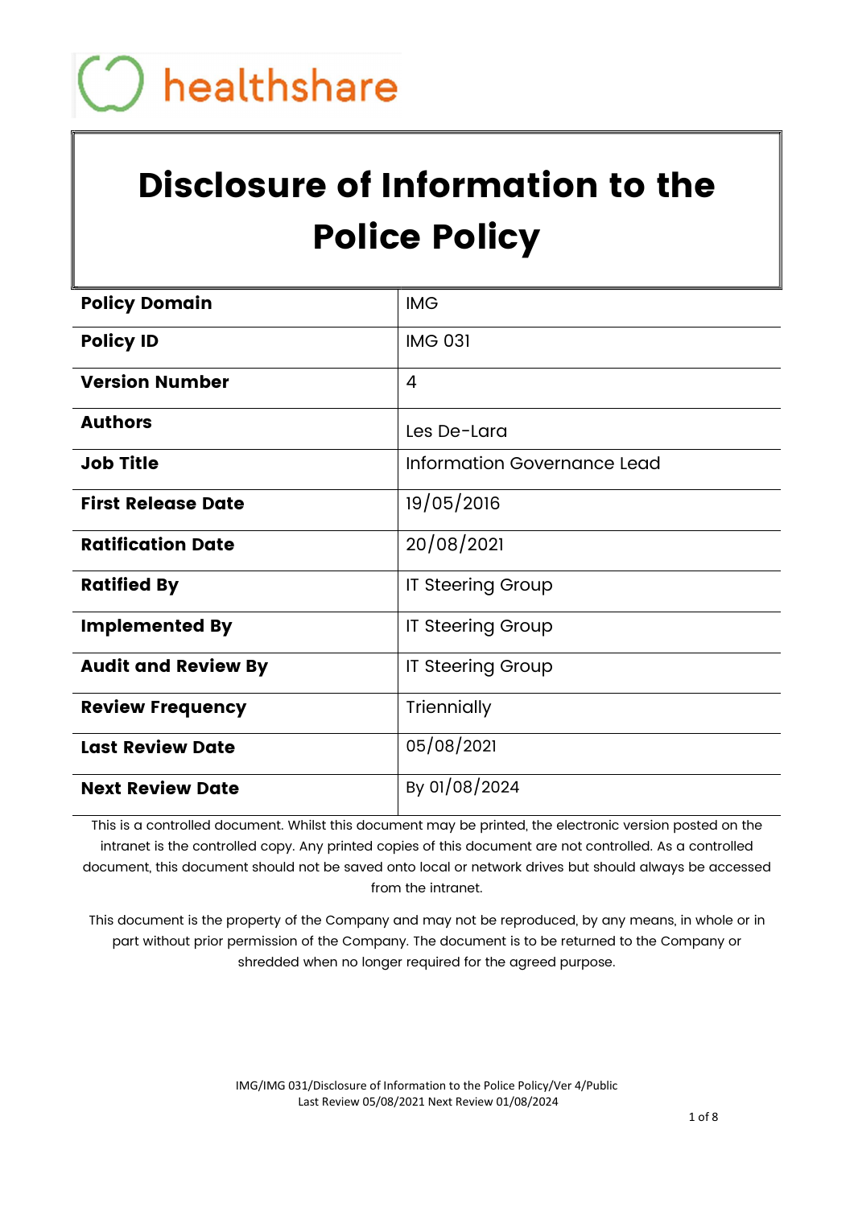healthshare

# Disclosure of Information to the Police Policy

| **Policy Domain** | IMG |
|---|---|
| **Policy ID** | IMG 031 |
| **Version Number** | 4 |
| **Authors** | Les De-Lara |
| **Job Title** | Information Governance Lead |
| **First Release Date** | 19/05/2016 |
| **Ratification Date** | 20/08/2021 |
| **Ratified By** | IT Steering Group |
| **Implemented By** | IT Steering Group |
| **Audit and Review By** | IT Steering Group |
| **Review Frequency** | Triennially |
| **Last Review Date** | 05/08/2021 |
| **Next Review Date** | By 01/08/2024 |

This is a controlled document. Whilst this document may be printed, the electronic version posted on the intranet is the controlled copy. Any printed copies of this document are not controlled. As a controlled document, this document should not be saved onto local or network drives but should always be accessed from the intranet.

This document is the property of the Company and may not be reproduced, by any means, in whole or in part without prior permission of the Company. The document is to be returned to the Company or shredded when no longer required for the agreed purpose.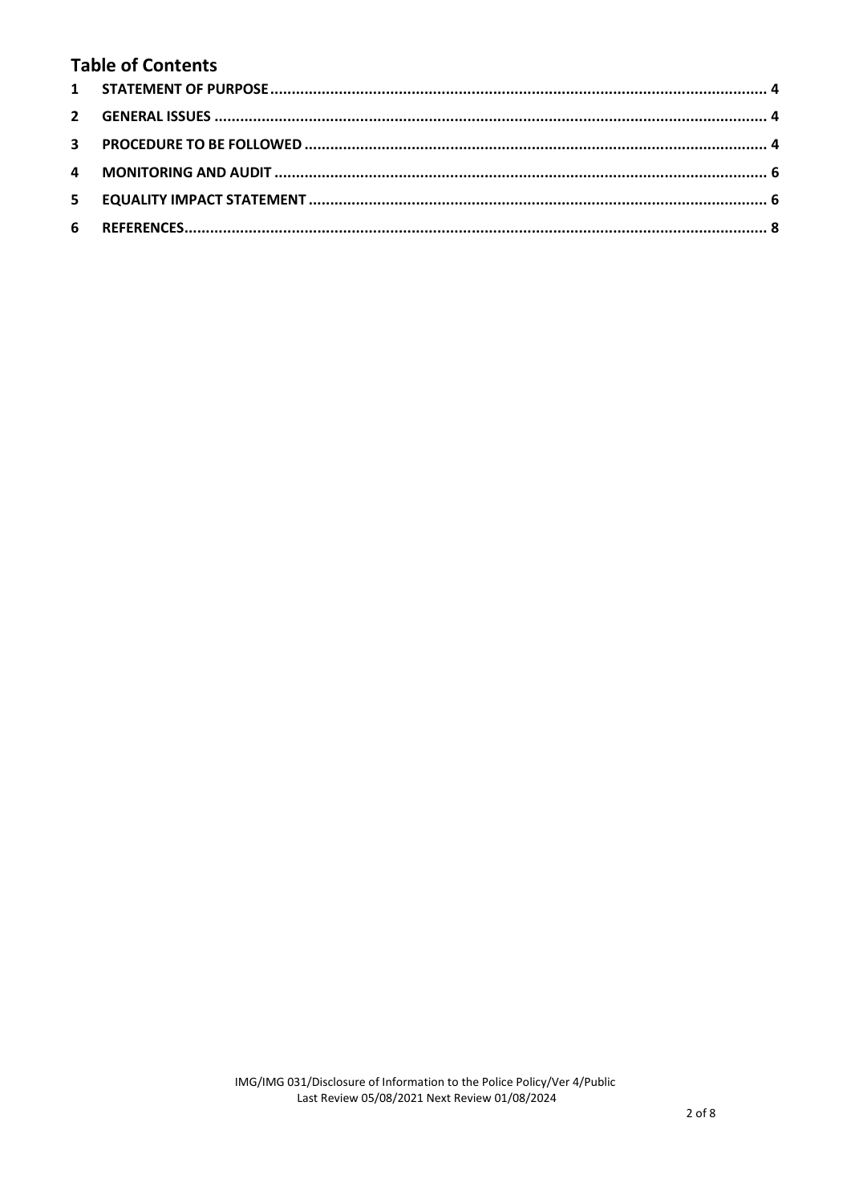## Table of Contents

1 STATEMENT OF PURPOSE .......... 4
2 GENERAL ISSUES .......... 4
3 PROCEDURE TO BE FOLLOWED .......... 4
4 MONITORING AND AUDIT .......... 6
5 EQUALITY IMPACT STATEMENT .......... 6
6 REFERENCES .......... 8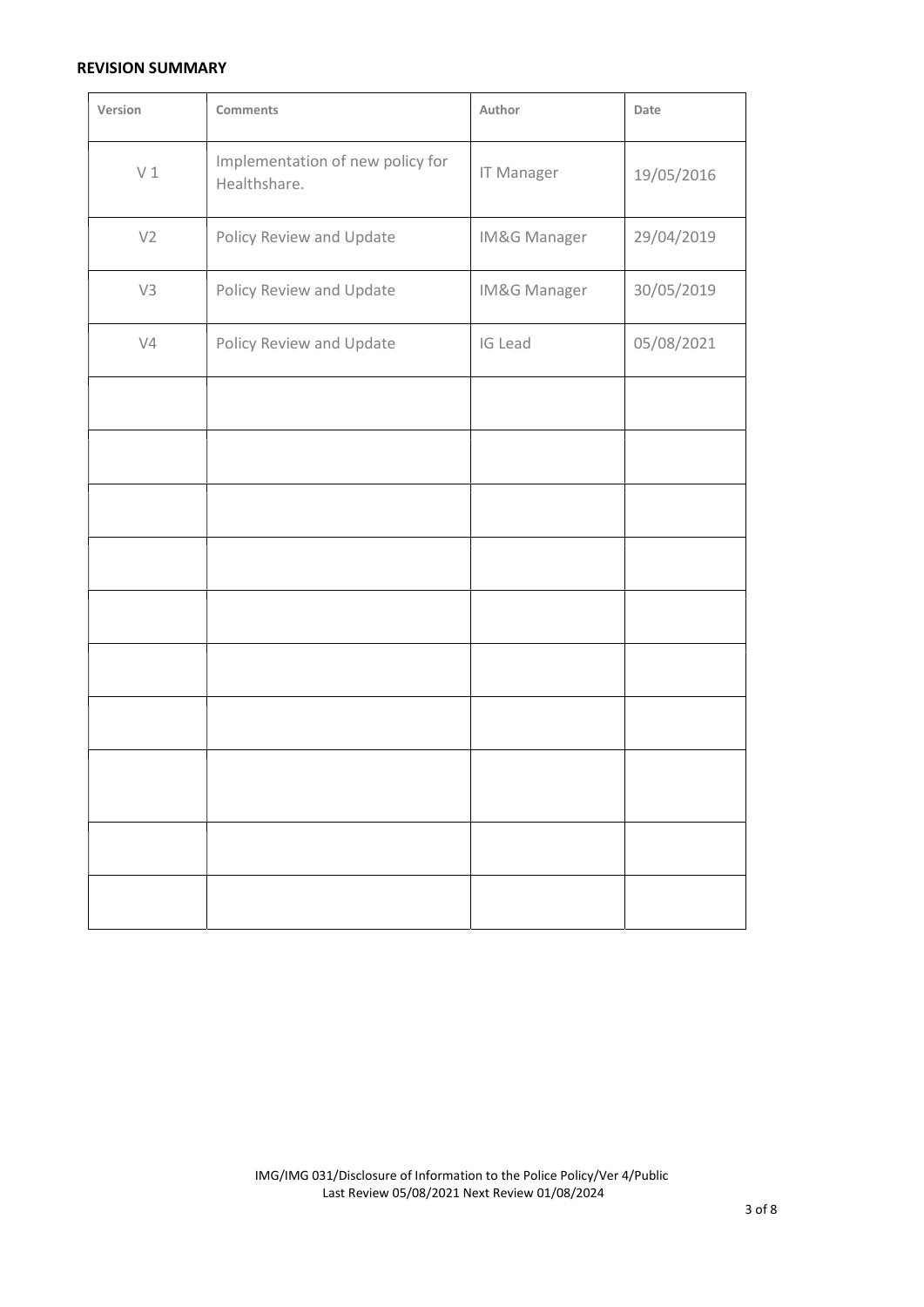**REVISION SUMMARY**

| Version | Comments | Author | Date |
|---|---|---|---|
| V 1 | Implementation of new policy for Healthshare. | IT Manager | 19/05/2016 |
| V2 | Policy Review and Update | IM&G Manager | 29/04/2019 |
| V3 | Policy Review and Update | IM&G Manager | 30/05/2019 |
| V4 | Policy Review and Update | IG Lead | 05/08/2021 |
| | | | |
| | | | |
| | | | |
| | | | |
| | | | |
| | | | |
| | | | |
| | | | |
| | | | |
| | | | |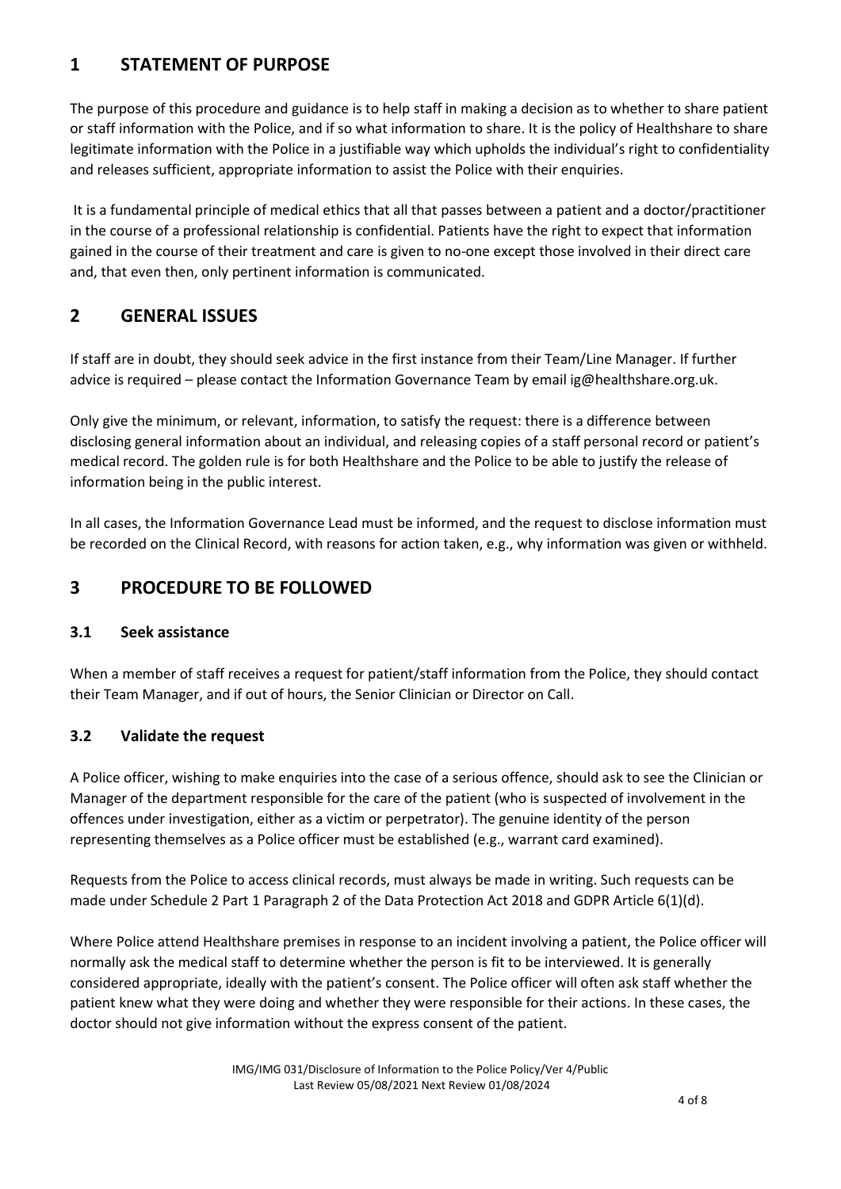## 1 STATEMENT OF PURPOSE

The purpose of this procedure and guidance is to help staff in making a decision as to whether to share patient or staff information with the Police, and if so what information to share. It is the policy of Healthshare to share legitimate information with the Police in a justifiable way which upholds the individual's right to confidentiality and releases sufficient, appropriate information to assist the Police with their enquiries.

It is a fundamental principle of medical ethics that all that passes between a patient and a doctor/practitioner in the course of a professional relationship is confidential. Patients have the right to expect that information gained in the course of their treatment and care is given to no-one except those involved in their direct care and, that even then, only pertinent information is communicated.

## 2 GENERAL ISSUES

If staff are in doubt, they should seek advice in the first instance from their Team/Line Manager. If further advice is required – please contact the Information Governance Team by email ig@healthshare.org.uk.

Only give the minimum, or relevant, information, to satisfy the request: there is a difference between disclosing general information about an individual, and releasing copies of a staff personal record or patient's medical record. The golden rule is for both Healthshare and the Police to be able to justify the release of information being in the public interest.

In all cases, the Information Governance Lead must be informed, and the request to disclose information must be recorded on the Clinical Record, with reasons for action taken, e.g., why information was given or withheld.

## 3 PROCEDURE TO BE FOLLOWED

### 3.1 Seek assistance

When a member of staff receives a request for patient/staff information from the Police, they should contact their Team Manager, and if out of hours, the Senior Clinician or Director on Call.

### 3.2 Validate the request

A Police officer, wishing to make enquiries into the case of a serious offence, should ask to see the Clinician or Manager of the department responsible for the care of the patient (who is suspected of involvement in the offences under investigation, either as a victim or perpetrator). The genuine identity of the person representing themselves as a Police officer must be established (e.g., warrant card examined).

Requests from the Police to access clinical records, must always be made in writing. Such requests can be made under Schedule 2 Part 1 Paragraph 2 of the Data Protection Act 2018 and GDPR Article 6(1)(d).

Where Police attend Healthshare premises in response to an incident involving a patient, the Police officer will normally ask the medical staff to determine whether the person is fit to be interviewed. It is generally considered appropriate, ideally with the patient's consent. The Police officer will often ask staff whether the patient knew what they were doing and whether they were responsible for their actions. In these cases, the doctor should not give information without the express consent of the patient.

IMG/IMG 031/Disclosure of Information to the Police Policy/Ver 4/Public
Last Review 05/08/2021 Next Review 01/08/2024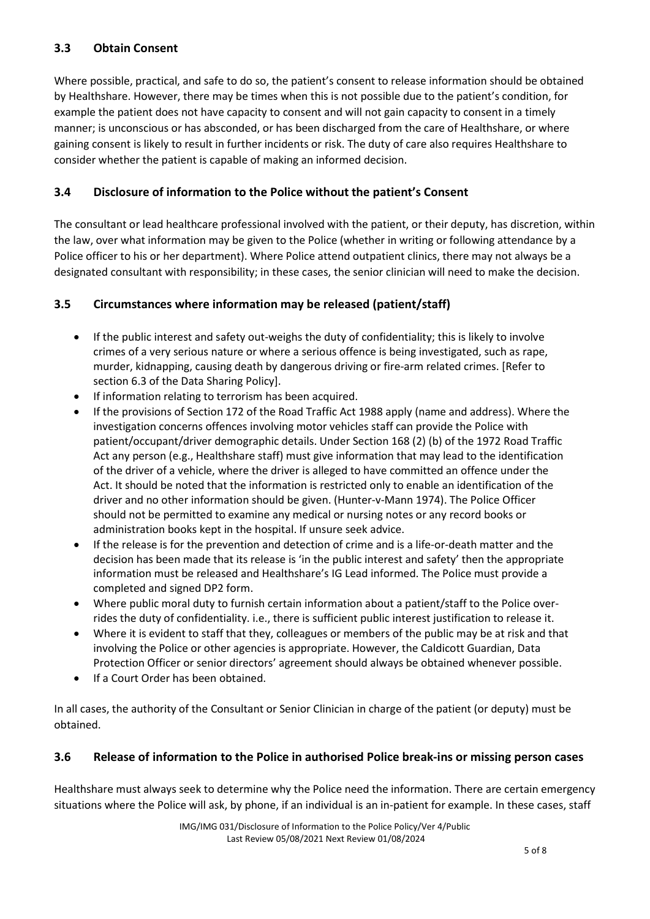### 3.3 Obtain Consent

Where possible, practical, and safe to do so, the patient's consent to release information should be obtained by Healthshare. However, there may be times when this is not possible due to the patient's condition, for example the patient does not have capacity to consent and will not gain capacity to consent in a timely manner; is unconscious or has absconded, or has been discharged from the care of Healthshare, or where gaining consent is likely to result in further incidents or risk. The duty of care also requires Healthshare to consider whether the patient is capable of making an informed decision.

### 3.4 Disclosure of information to the Police without the patient's Consent

The consultant or lead healthcare professional involved with the patient, or their deputy, has discretion, within the law, over what information may be given to the Police (whether in writing or following attendance by a Police officer to his or her department). Where Police attend outpatient clinics, there may not always be a designated consultant with responsibility; in these cases, the senior clinician will need to make the decision.

### 3.5 Circumstances where information may be released (patient/staff)

- If the public interest and safety out-weighs the duty of confidentiality; this is likely to involve crimes of a very serious nature or where a serious offence is being investigated, such as rape, murder, kidnapping, causing death by dangerous driving or fire-arm related crimes. [Refer to section 6.3 of the Data Sharing Policy].
- If information relating to terrorism has been acquired.
- If the provisions of Section 172 of the Road Traffic Act 1988 apply (name and address). Where the investigation concerns offences involving motor vehicles staff can provide the Police with patient/occupant/driver demographic details. Under Section 168 (2) (b) of the 1972 Road Traffic Act any person (e.g., Healthshare staff) must give information that may lead to the identification of the driver of a vehicle, where the driver is alleged to have committed an offence under the Act. It should be noted that the information is restricted only to enable an identification of the driver and no other information should be given. (Hunter-v-Mann 1974). The Police Officer should not be permitted to examine any medical or nursing notes or any record books or administration books kept in the hospital. If unsure seek advice.
- If the release is for the prevention and detection of crime and is a life-or-death matter and the decision has been made that its release is 'in the public interest and safety' then the appropriate information must be released and Healthshare's IG Lead informed. The Police must provide a completed and signed DP2 form.
- Where public moral duty to furnish certain information about a patient/staff to the Police over-rides the duty of confidentiality. i.e., there is sufficient public interest justification to release it.
- Where it is evident to staff that they, colleagues or members of the public may be at risk and that involving the Police or other agencies is appropriate. However, the Caldicott Guardian, Data Protection Officer or senior directors' agreement should always be obtained whenever possible.
- If a Court Order has been obtained.

In all cases, the authority of the Consultant or Senior Clinician in charge of the patient (or deputy) must be obtained.

### 3.6 Release of information to the Police in authorised Police break-ins or missing person cases

Healthshare must always seek to determine why the Police need the information. There are certain emergency situations where the Police will ask, by phone, if an individual is an in-patient for example. In these cases, staff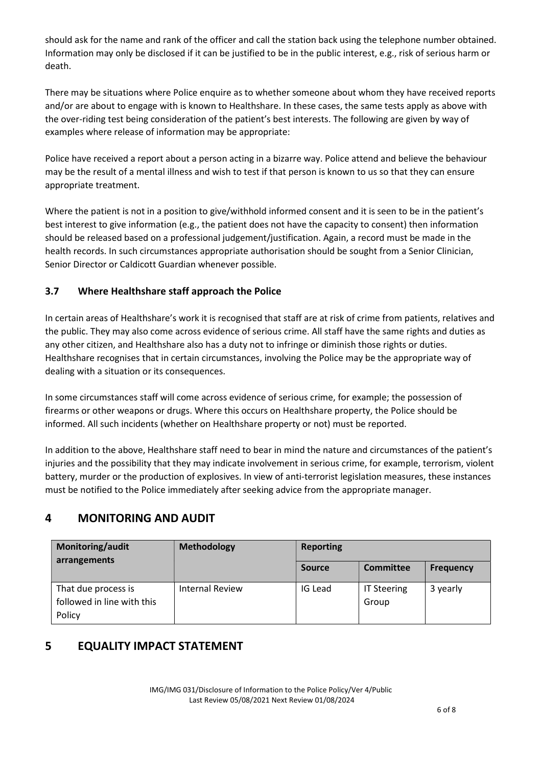should ask for the name and rank of the officer and call the station back using the telephone number obtained. Information may only be disclosed if it can be justified to be in the public interest, e.g., risk of serious harm or death.

There may be situations where Police enquire as to whether someone about whom they have received reports and/or are about to engage with is known to Healthshare. In these cases, the same tests apply as above with the over-riding test being consideration of the patient's best interests. The following are given by way of examples where release of information may be appropriate:

Police have received a report about a person acting in a bizarre way. Police attend and believe the behaviour may be the result of a mental illness and wish to test if that person is known to us so that they can ensure appropriate treatment.

Where the patient is not in a position to give/withhold informed consent and it is seen to be in the patient's best interest to give information (e.g., the patient does not have the capacity to consent) then information should be released based on a professional judgement/justification. Again, a record must be made in the health records. In such circumstances appropriate authorisation should be sought from a Senior Clinician, Senior Director or Caldicott Guardian whenever possible.

### 3.7 Where Healthshare staff approach the Police

In certain areas of Healthshare's work it is recognised that staff are at risk of crime from patients, relatives and the public. They may also come across evidence of serious crime. All staff have the same rights and duties as any other citizen, and Healthshare also has a duty not to infringe or diminish those rights or duties. Healthshare recognises that in certain circumstances, involving the Police may be the appropriate way of dealing with a situation or its consequences.

In some circumstances staff will come across evidence of serious crime, for example; the possession of firearms or other weapons or drugs. Where this occurs on Healthshare property, the Police should be informed. All such incidents (whether on Healthshare property or not) must be reported.

In addition to the above, Healthshare staff need to bear in mind the nature and circumstances of the patient's injuries and the possibility that they may indicate involvement in serious crime, for example, terrorism, violent battery, murder or the production of explosives. In view of anti-terrorist legislation measures, these instances must be notified to the Police immediately after seeking advice from the appropriate manager.

## 4 MONITORING AND AUDIT

| Monitoring/audit arrangements | Methodology | Reporting | | |
|---|---|---|---|---|
| | | **Source** | **Committee** | **Frequency** |
| That due process is followed in line with this Policy | Internal Review | IG Lead | IT Steering Group | 3 yearly |

## 5 EQUALITY IMPACT STATEMENT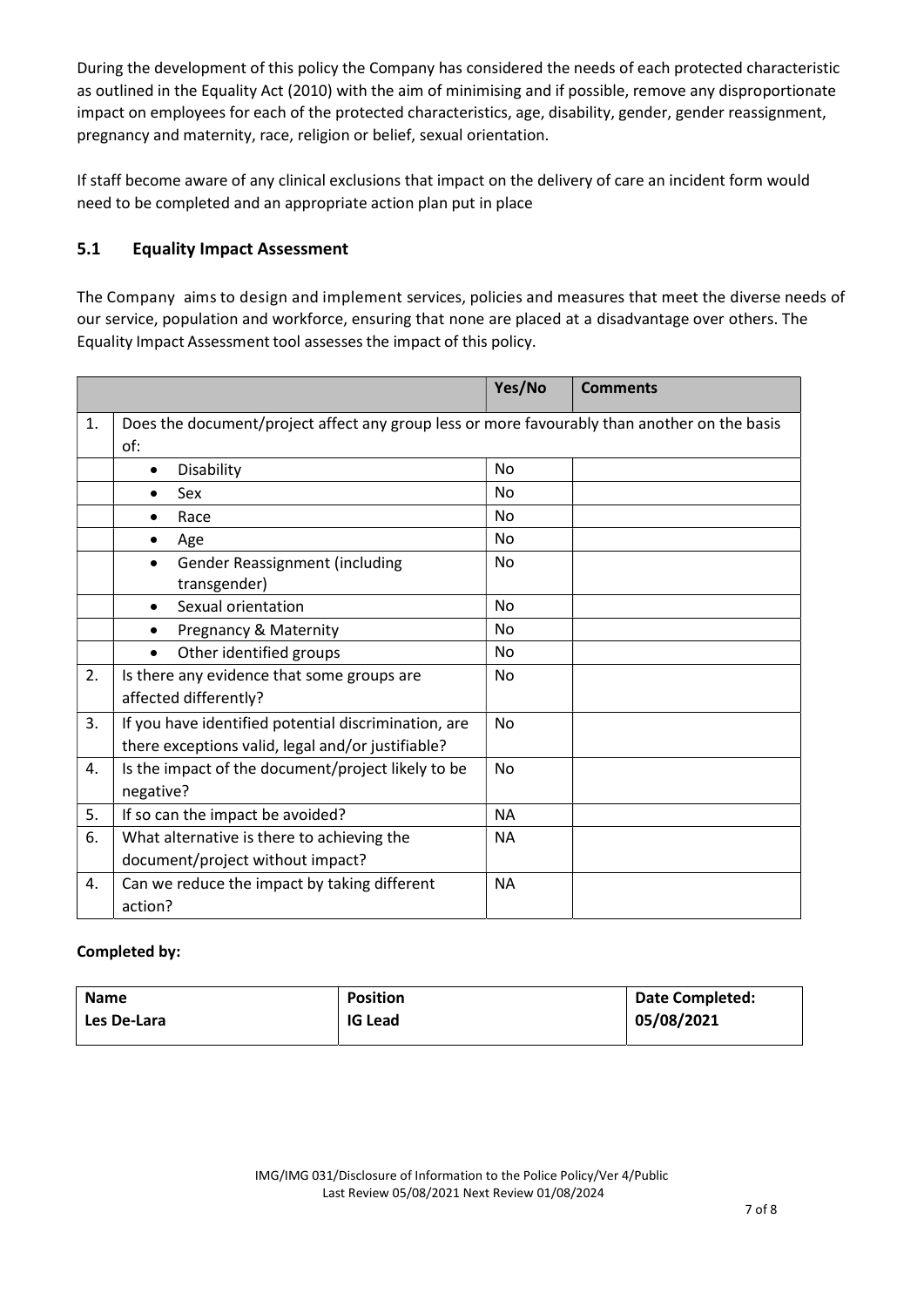During the development of this policy the Company has considered the needs of each protected characteristic as outlined in the Equality Act (2010) with the aim of minimising and if possible, remove any disproportionate impact on employees for each of the protected characteristics, age, disability, gender, gender reassignment, pregnancy and maternity, race, religion or belief, sexual orientation.

If staff become aware of any clinical exclusions that impact on the delivery of care an incident form would need to be completed and an appropriate action plan put in place

## 5.1 Equality Impact Assessment

The Company aims to design and implement services, policies and measures that meet the diverse needs of our service, population and workforce, ensuring that none are placed at a disadvantage over others. The Equality Impact Assessment tool assesses the impact of this policy.

| | | Yes/No | Comments |
|---|---|---|---|
| 1. | Does the document/project affect any group less or more favourably than another on the basis of: | | |
| | • Disability | No | |
| | • Sex | No | |
| | • Race | No | |
| | • Age | No | |
| | • Gender Reassignment (including transgender) | No | |
| | • Sexual orientation | No | |
| | • Pregnancy & Maternity | No | |
| | • Other identified groups | No | |
| 2. | Is there any evidence that some groups are affected differently? | No | |
| 3. | If you have identified potential discrimination, are there exceptions valid, legal and/or justifiable? | No | |
| 4. | Is the impact of the document/project likely to be negative? | No | |
| 5. | If so can the impact be avoided? | NA | |
| 6. | What alternative is there to achieving the document/project without impact? | NA | |
| 4. | Can we reduce the impact by taking different action? | NA | |

**Completed by:**

| Name | Position | Date Completed: |
|---|---|---|
| Les De-Lara | IG Lead | 05/08/2021 |

IMG/IMG 031/Disclosure of Information to the Police Policy/Ver 4/Public
Last Review 05/08/2021 Next Review 01/08/2024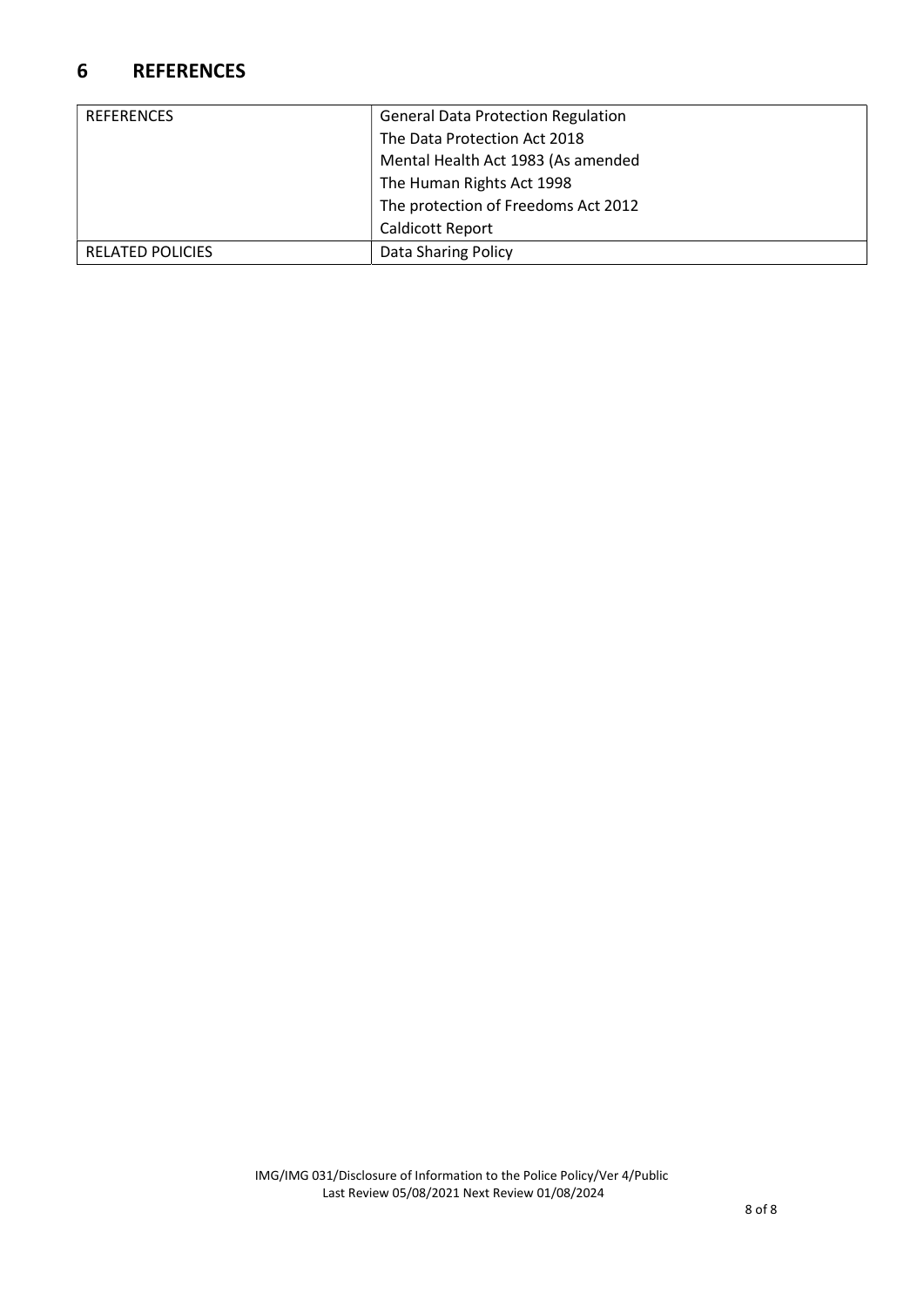## 6 REFERENCES

| | |
|---|---|
| REFERENCES | General Data Protection Regulation<br>The Data Protection Act 2018<br>Mental Health Act 1983 (As amended<br>The Human Rights Act 1998<br>The protection of Freedoms Act 2012<br>Caldicott Report |
| RELATED POLICIES | Data Sharing Policy |